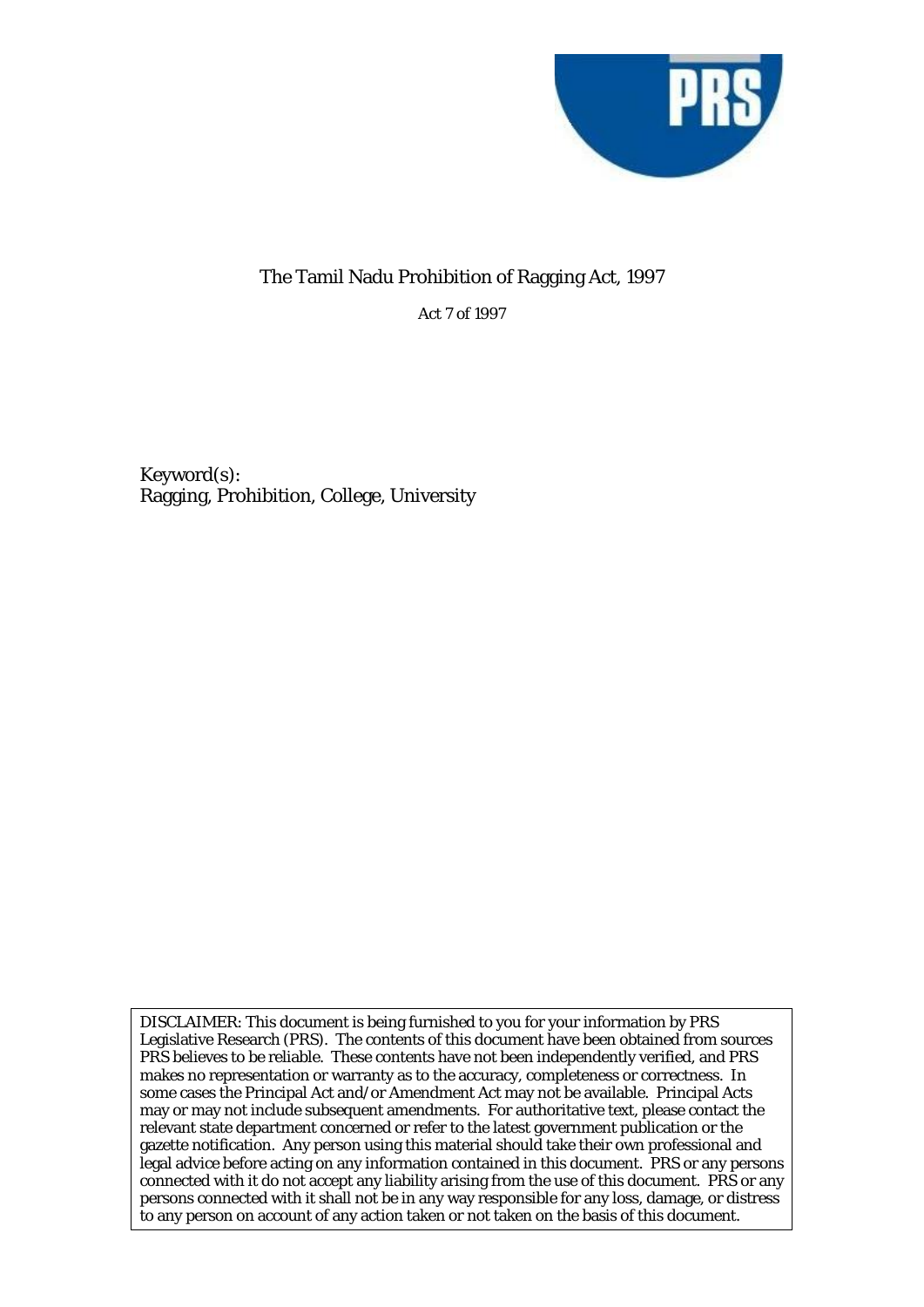# The Tamil Nadu Prohibition of Ragging Act, 1997

Act 7 of 1997

Keyword(s):
Ragging, Prohibition, College, University

DISCLAIMER: This document is being furnished to you for your information by PRS Legislative Research (PRS). The contents of this document have been obtained from sources PRS believes to be reliable. These contents have not been independently verified, and PRS makes no representation or warranty as to the accuracy, completeness or correctness. In some cases the Principal Act and/or Amendment Act may not be available. Principal Acts may or may not include subsequent amendments. For authoritative text, please contact the relevant state department concerned or refer to the latest government publication or the gazette notification. Any person using this material should take their own professional and legal advice before acting on any information contained in this document. PRS or any persons connected with it do not accept any liability arising from the use of this document. PRS or any persons connected with it shall not be in any way responsible for any loss, damage, or distress to any person on account of any action taken or not taken on the basis of this document.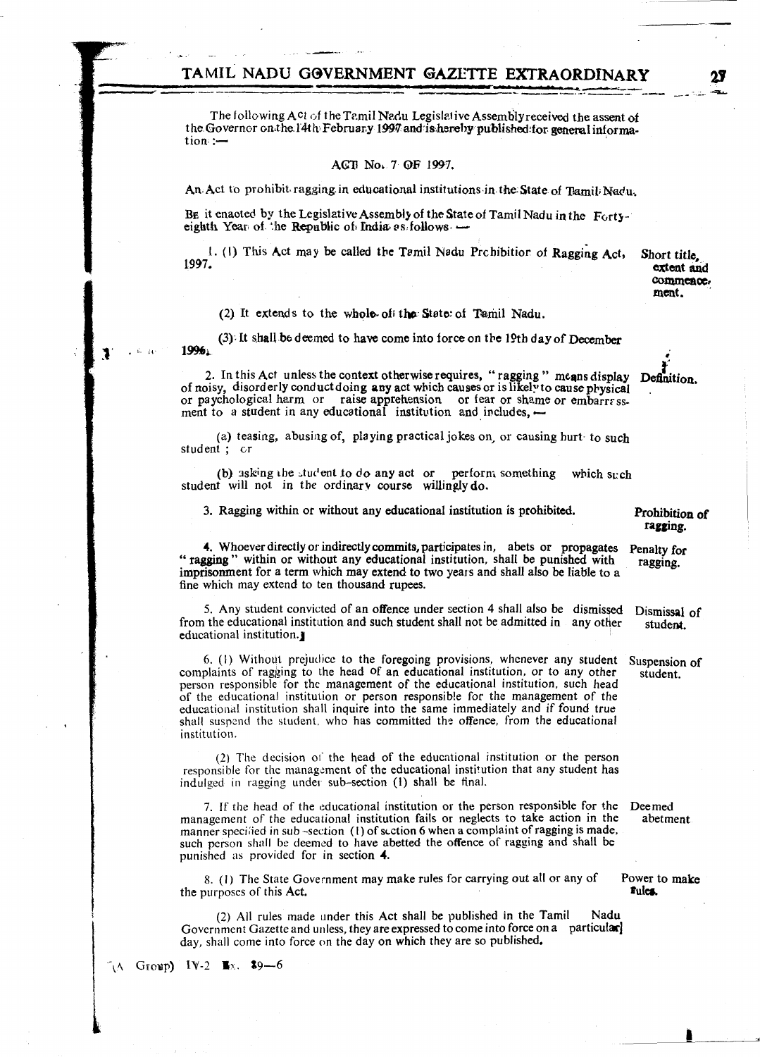The following Act of the Tamil Nadu Legislative Assembly received the assent of the Governor on the 14th February 1997 and is hereby published for general information :—

ACT No. 7 OF 1997.

An Act to prohibit ragging in educational institutions in the State of Tamil Nadu.

BE it enacted by the Legislative Assembly of the State of Tamil Nadu in the Forty-eighth Year of the Republic of India as follows :—

**Short title, extent and commencement.**

1. (1) This Act may be called the Tamil Nadu Prohibition of Ragging Act, 1997.

(2) It extends to the whole of the State of Tamil Nadu.

(3) It shall be deemed to have come into force on the 19th day of December 1996.

**Definition.**

2. In this Act unless the context otherwise requires, "ragging" means display of noisy, disorderly conduct doing any act which causes or is likely to cause physical or psychological harm or raise apprehension or fear or shame or embarrassment to a student in any educational institution and includes,—

(a) teasing, abusing of, playing practical jokes on, or causing hurt to such student ; or

(b) asking the student to do any act or perform something which such student will not in the ordinary course willingly do.

**Prohibition of ragging.**

3. Ragging within or without any educational institution is prohibited.

**Penalty for ragging.**

4. Whoever directly or indirectly commits, participates in, abets or propagates "ragging" within or without any educational institution, shall be punished with imprisonment for a term which may extend to two years and shall also be liable to a fine which may extend to ten thousand rupees.

**Dismissal of student.**

5. Any student convicted of an offence under section 4 shall also be dismissed from the educational institution and such student shall not be admitted in any other educational institution.

**Suspension of student.**

6. (1) Without prejudice to the foregoing provisions, whenever any student complaints of ragging to the head of an educational institution, or to any other person responsible for the management of the educational institution, such head of the educational institution or person responsible for the management of the educational institution shall inquire into the same immediately and if found true shall suspend the student, who has committed the offence, from the educational institution.

(2) The decision of the head of the educational institution or the person responsible for the management of the educational institution that any student has indulged in ragging under sub-section (1) shall be final.

**Deemed abetment.**

7. If the head of the educational institution or the person responsible for the management of the educational institution fails or neglects to take action in the manner specified in sub-section (1) of section 6 when a complaint of ragging is made, such person shall be deemed to have abetted the offence of ragging and shall be punished as provided for in section 4.

**Power to make rules.**

8. (1) The State Government may make rules for carrying out all or any of the purposes of this Act.

(2) All rules made under this Act shall be published in the Tamil Nadu Government Gazette and unless, they are expressed to come into force on a particular day, shall come into force on the day on which they are so published.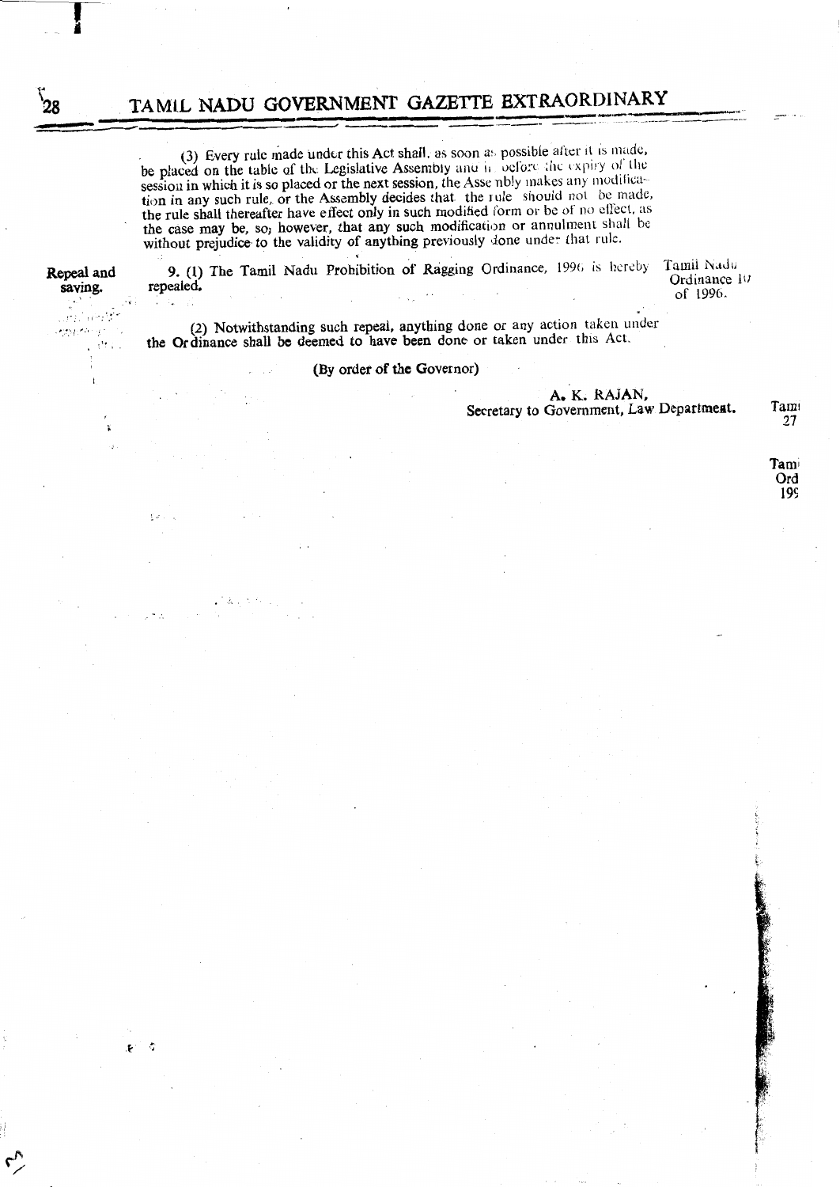(3) Every rule made under this Act shall, as soon as possible after it is made, be placed on the table of the Legislative Assembly and if before the expiry of the session in which it is so placed or the next session, the Assembly makes any modification in any such rule, or the Assembly decides that the rule should not be made, the rule shall thereafter have effect only in such modified form or be of no effect, as the case may be, so; however, that any such modification or annulment shall be without prejudice to the validity of anything previously done under that rule.

**Repeal and saving.**

9. (1) The Tamil Nadu Prohibition of Ragging Ordinance, 1996 is hereby repealed.

Tamil Nadu Ordinance 10 of 1996.

(2) Notwithstanding such repeal, anything done or any action taken under the Ordinance shall be deemed to have been done or taken under this Act.

(By order of the Governor)

A. K. RAJAN,
Secretary to Government, Law Department.